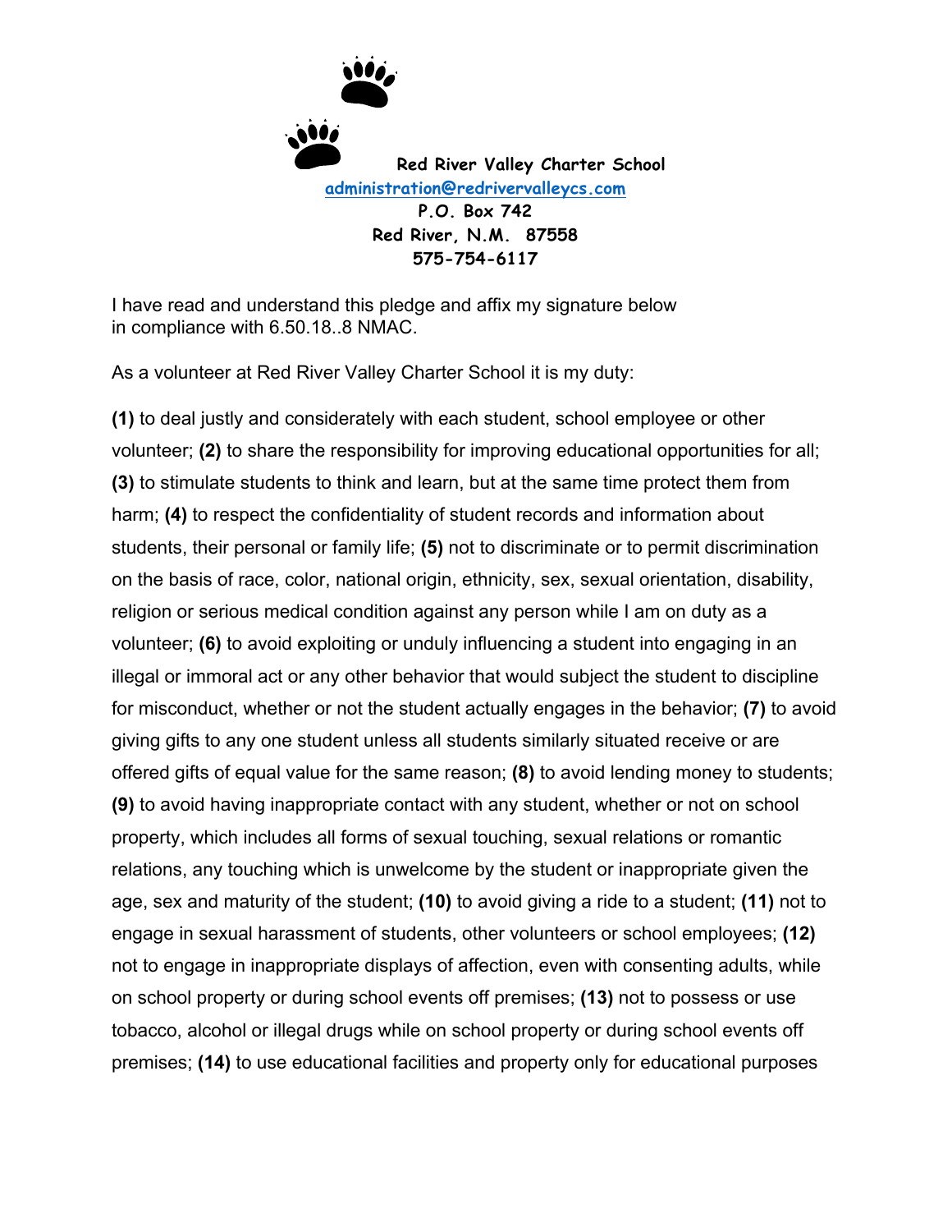**Red River Valley Charter School**
**administration@redrivervalleycs.com**
**P.O. Box 742**
**Red River, N.M. 87558**
**575-754-6117**

I have read and understand this pledge and affix my signature below in compliance with 6.50.18..8 NMAC.

As a volunteer at Red River Valley Charter School it is my duty:

**(1)** to deal justly and considerately with each student, school employee or other volunteer; **(2)** to share the responsibility for improving educational opportunities for all; **(3)** to stimulate students to think and learn, but at the same time protect them from harm; **(4)** to respect the confidentiality of student records and information about students, their personal or family life; **(5)** not to discriminate or to permit discrimination on the basis of race, color, national origin, ethnicity, sex, sexual orientation, disability, religion or serious medical condition against any person while I am on duty as a volunteer; **(6)** to avoid exploiting or unduly influencing a student into engaging in an illegal or immoral act or any other behavior that would subject the student to discipline for misconduct, whether or not the student actually engages in the behavior; **(7)** to avoid giving gifts to any one student unless all students similarly situated receive or are offered gifts of equal value for the same reason; **(8)** to avoid lending money to students; **(9)** to avoid having inappropriate contact with any student, whether or not on school property, which includes all forms of sexual touching, sexual relations or romantic relations, any touching which is unwelcome by the student or inappropriate given the age, sex and maturity of the student; **(10)** to avoid giving a ride to a student; **(11)** not to engage in sexual harassment of students, other volunteers or school employees; **(12)** not to engage in inappropriate displays of affection, even with consenting adults, while on school property or during school events off premises; **(13)** not to possess or use tobacco, alcohol or illegal drugs while on school property or during school events off premises; **(14)** to use educational facilities and property only for educational purposes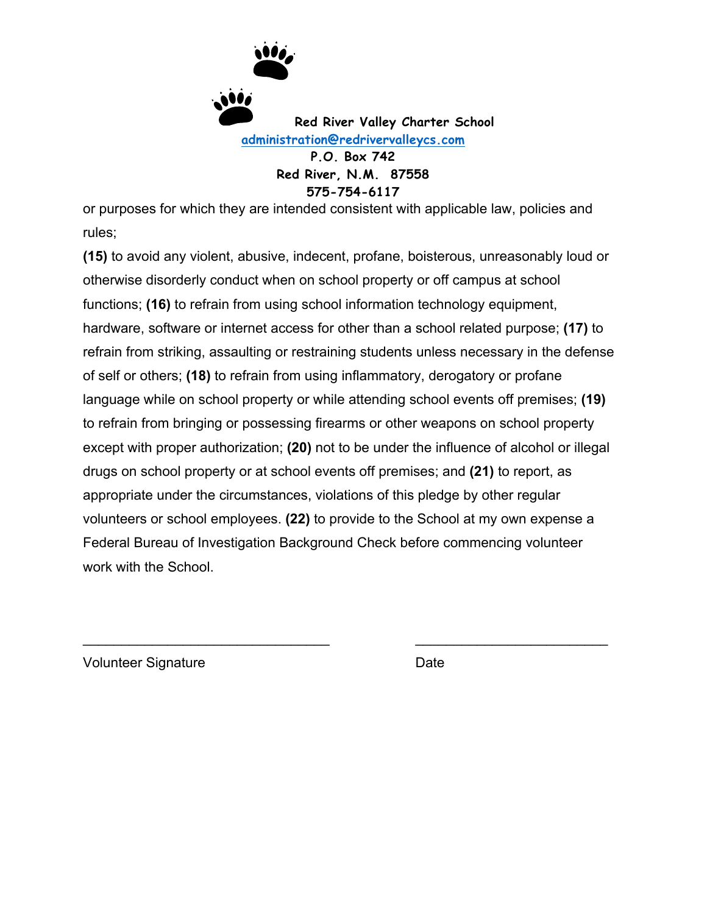**Red River Valley Charter School**
**administration@redrivervalleycs.com**
**P.O. Box 742**
**Red River, N.M. 87558**
**575-754-6117**

or purposes for which they are intended consistent with applicable law, policies and rules;

**(15)** to avoid any violent, abusive, indecent, profane, boisterous, unreasonably loud or otherwise disorderly conduct when on school property or off campus at school functions; **(16)** to refrain from using school information technology equipment, hardware, software or internet access for other than a school related purpose; **(17)** to refrain from striking, assaulting or restraining students unless necessary in the defense of self or others; **(18)** to refrain from using inflammatory, derogatory or profane language while on school property or while attending school events off premises; **(19)** to refrain from bringing or possessing firearms or other weapons on school property except with proper authorization; **(20)** not to be under the influence of alcohol or illegal drugs on school property or at school events off premises; and **(21)** to report, as appropriate under the circumstances, violations of this pledge by other regular volunteers or school employees. **(22)** to provide to the School at my own expense a Federal Bureau of Investigation Background Check before commencing volunteer work with the School.

_________________________________ _________________________

Volunteer Signature Date